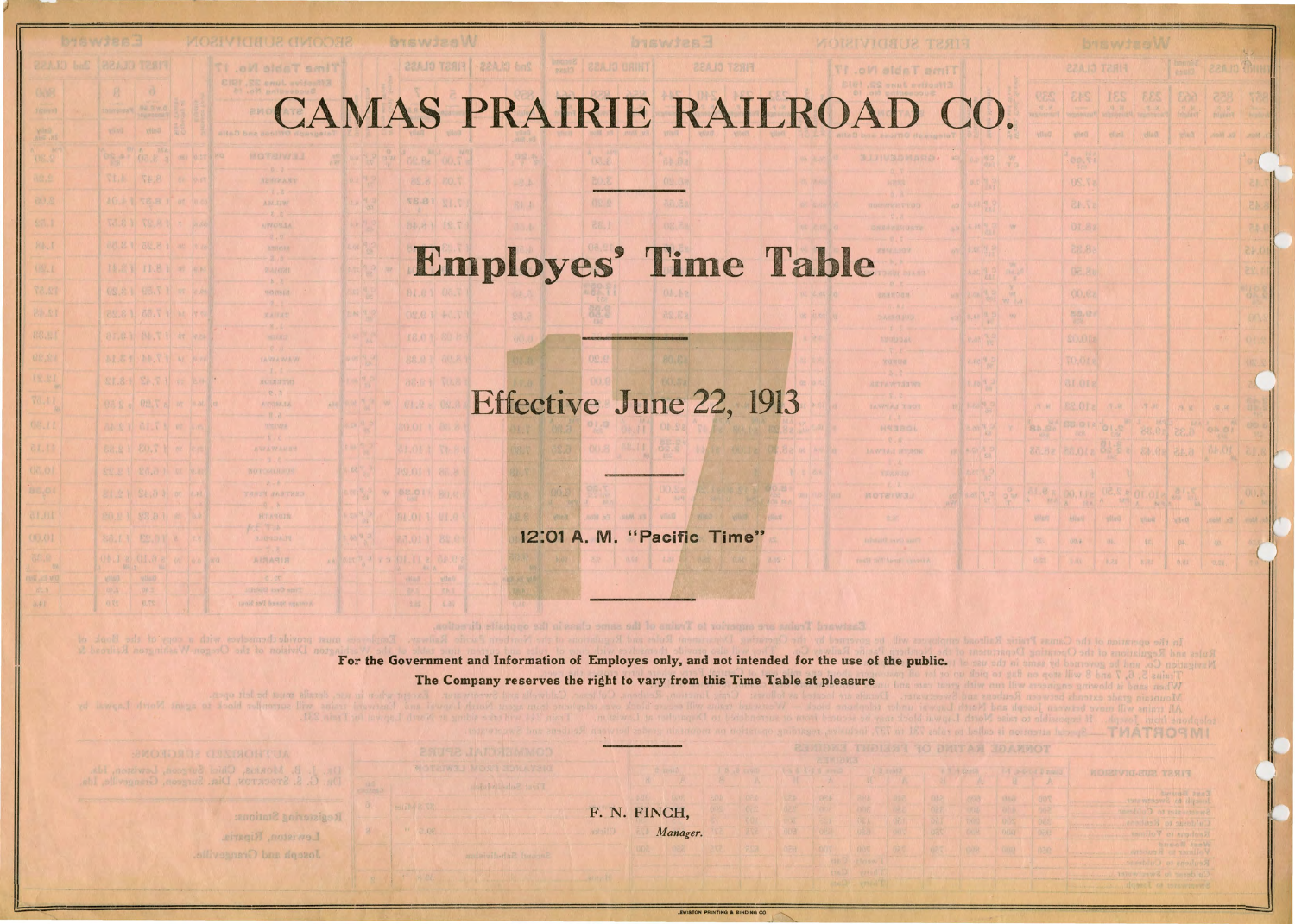# CAMAS PRAIRIE RAILROAD CO.

---

## Employes' Time Table

---

**17**

### Effective June 22, 1913

---

**12:01 A. M. "Pacific Time"**

---

**For the Government and Information of Employes only, and not intended for the use of the public.**

**The Company reserves the right to vary from this Time Table at pleasure**

F. N. FINCH,
*Manager.*

LEWISTON PRINTING & BINDING CO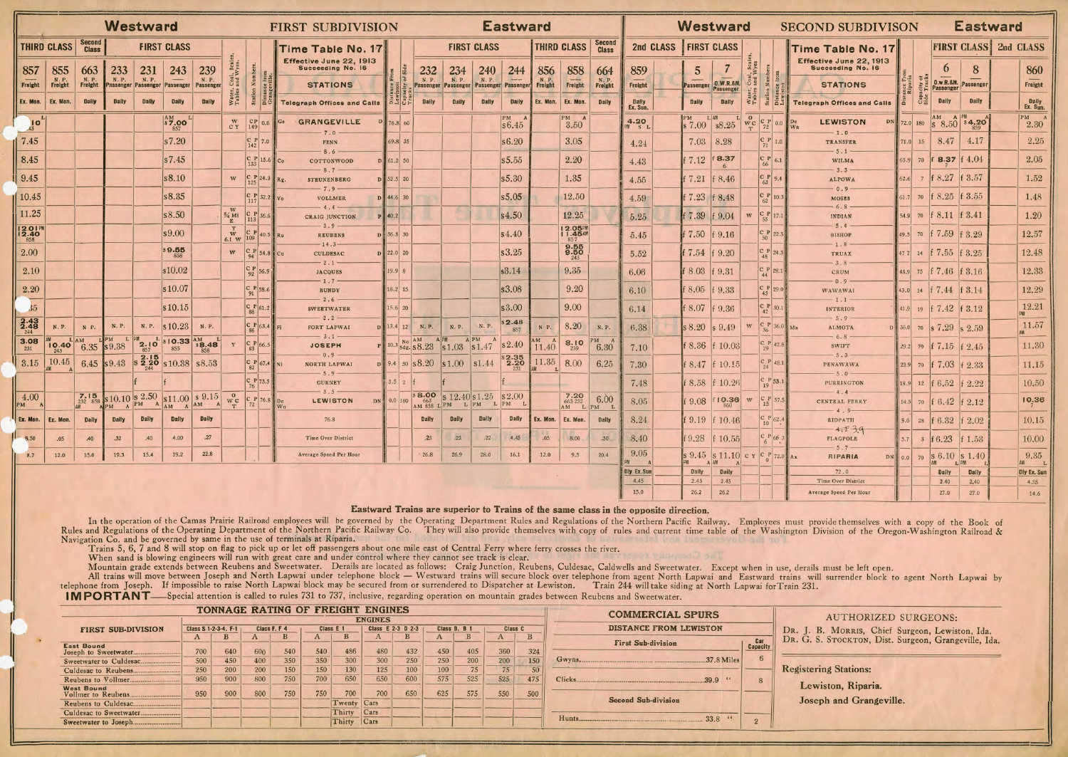# FIRST SUBDIVISION

## Time Table No. 17

Effective June 22, 1913. Succeeding No. 16

| Westward THIRD CLASS 857 Freight Ex. Mon. | 855 Freight N.P. Ex. Mon. | Second Class 663 Freight N.P. Daily | FIRST CLASS 233 Passenger N.P. Daily | 231 Passenger N.P. Daily | 243 Passenger Daily | 239 Passenger N.P. Daily | Water, Coal, Scales, Tables and Wyes | Station Numbers | Distance from Grangeville | | STATIONS / Telegraph Offices and Calls | | Distance From Lewiston | Capacity of Side Tracks | Eastward FIRST CLASS 232 Passenger N.P. Daily | 234 Passenger N.P. Daily | 240 Passenger N.P. Daily | 244 Passenger Daily | THIRD CLASS 856 Freight N.P. Ex. Mon. | 858 Freight Ex. Mon. | Second Class 664 Freight N.P. Daily |
|---|---|---|---|---|---|---|---|---|---|---|---|---|---|---|---|---|---|---|---|---|---|
| 10 L .43 | | | | | AM 7.00 L 857 | | W CY | CP 149 | 0.0 | Ge | GRANGEVILLE | D | 76.8 | 60 | | | | PM s6.45 A | | PM 3.50 A | |
| | | | | | | | | | | | 7.0 | | | | | | | | | | |
| 7.45 | | | | | s7.20 | | | CP 142 | 7.0 | | FENN | | 69.8 | 35 | | | | s6.20 | | 3.05 | |
| | | | | | | | | | | | 8.6 | | | | | | | | | | |
| 8.45 | | | | | s7.45 | | | CP 133 | 15.6 | Co | COTTONWOOD | D | 61.2 | 50 | | | | s5.55 | | 2.20 | |
| | | | | | | | | | | | 8.7 | | | | | | | | | | |
| 9.45 | | | | | s8.10 | | W | CP 125 | 24.3 | Rg | STEUNENBERG | D | 52.5 | 20 | | | | s5.30 | | 1.35 | |
| | | | | | | | | | | | 7.9 | | | | | | | | | | |
| 10.45 | | | | | s8.35 | | | CP 117 | 32.2 | Vo | VOLLMER | D | 44.6 | 30 | | | | s5.05 | | 12.50 | |
| | | | | | | | | | | | 4.4 | | | | | | | | | | |
| 11.25 | | | | | s8.50 | | W ¾ Mi E | CP 113 | 36.6 | | CRAIG JUNCTION | P | 40.2 | | | | | s4.50 | | 12.25 | |
| | | | | | | | | | | | 3.9 | | | | | | | | | | |
| 12.01 PM / 12.40 858 | | | | | s9.00 | | Y W 6.1 W | CP 109 | 40.5 | Ru | REUBENS | D | 36.3 | 30 | | | | s4.40 | | 12.05 PM / 11.45 AM 857 | |
| | | | | | | | | | | | 14.3 | | | | | | | | | | |
| 2.00 | | | | | s9.55 858 | | W | CP 94 | 54.8 | Cu | CULDESAC | D | 22.0 | 20 | | | | s3.25 | | 9.55 / 9.50 243 | |
| | | | | | | | | | | | 2.1 | | | | | | | | | | |
| 2.10 | | | | | s10.02 | | | CP 92 | 56.9 | | JACQUES | | 19.9 | 8 | | | | s3.14 | | 9.35 | |
| | | | | | | | | | | | 1.7 | | | | | | | | | | |
| 2.20 | | | | | s10.07 | | | CP 91 | 58.6 | | BUNDY | | 18.2 | 15 | | | | s3.08 | | 9.20 | |
| | | | | | | | | | | | 2.6 | | | | | | | | | | |
| .35 | | | | | s10.15 | | | CP 88 | 61.2 | | SWEETWATER | | 15.6 | 20 | | | | s3.00 | | 9.00 | |
| | | | | | | | | | | | 2.2 | | | | | | | | | | |
| 2.43 / 2.48 244 | N.P. | N.P. | N.P. | N.P. | s10.23 | N.P. | | CP 86 | 63.4 | Fl | FORT LAPWAI | D | 13.4 | 12 | N.P. | N.P. | N.P. | s2.48 857 | N.P. | 8.20 | N.P. |
| | | | | | | | | | | | 3.1 | | | | | | | | | | |
| 3.08 231 | AM 10.40 L 243 | AM 6.35 L | PM s9.38 L | PM 2.10 L 857 | AM s10.33 L 853 | AM s8.48 L 858 | Y | CP 83 | 66.5 | | JOSEPH | P | 10.3 | No Sdg. | AM s8.23 A | PM s1.03 A | PM s1.47 A | s2.40 | AM 11.40 A | 8.10 239 | PM 6.30 A |
| | | | | | | | | | | | 0.9 | | | | | | | | | | |
| 3.15 | 10.45 AM A | 6.45 | s9.43 | s 2.15 / 2.20 244 | s10.38 | s8.53 | | CP 82 | 67.4 | Nl | NORTH LAPWAI | D | 9.4 | 50 | s8.20 | s1.00 | s1.44 | s 2.35 / 2.20 231 | 11.35 AM L | 8.00 | 6.25 |
| | | | | | | | | | | | 5.9 | | | | | | | | | | |
| | | | f | f | | | | CP 76 | 73.3 | | GURNEY | | 3.5 | 2 | f | f | | f | | | |
| | | | | | | | | | | | 3.5 | | | | | | | | | | |
| 4.00 PM A | | 7.15 232 859 AM A | s10.10 PM A | s 2.50 PM A | s11.00 AM A | s 9.15 AM A | O WC T | CP 72 | 76.8 | De Wn | LEWISTON | DN | 0.0 | 180 | s 8.00 663 AM 855 L | s 12.40 PM L | s1.25 PM L | s2.00 PM L | | 7.20 663 232 AM L | 6.00 PM L |
| Ex. Mon. | Ex. Mon. | Daily | Daily | Daily | Daily | Daily | | | | | 76.8 | | | | Daily | Daily | Daily | Daily | Ex. Mon. | Ex. Mon. | Daily |
| .50 | .05 | .40 | .32 | .40 | 4.00 | .27 | | | | | Time Over District | | | | .23 | .23 | .22 | 4.45 | .05 | 8.00 | .30 |
| 8.7 | 12.0 | 15.0 | 19.3 | 15.4 | 19.2 | 22.8 | | | | | Average Speed Per Hour | | | | 26.8 | 26.9 | 28.0 | 16.1 | 12.0 | 9.5 | 20.4 |

# SECOND SUBDIVISION

## Time Table No. 17

Effective June 22, 1913. Succeeding No. 16

| Westward 2nd CLASS 859 Freight Daily Ex. Sun. | FIRST CLASS 5 Passenger Daily | 7 O.W.R.&N. Passenger Daily | Water, Coal, Scales, Tables and Wyes | Station Numbers | Distance from Lewiston | | STATIONS / Telegraph Offices and Calls | | Distance From Riparia | Capacity of Side Tracks | Eastward FIRST CLASS 6 O.W.R.&N. Passenger Daily | 8 Passenger Daily | 2nd CLASS 860 Freight Daily Ex. Sun. |
|---|---|---|---|---|---|---|---|---|---|---|---|---|---|
| 4.20 PM S L | PM s 7.00 L | AM s8.25 L | O WC T | CP 72 | 0.0 | De Wn | LEWISTON | DN | 72.0 | 180 | AM s 8.50 A | PM s4.20 A 859 | PM 2.30 A |
| | | | | | | | 1.0 | | | | | | |
| 4.24 | 7.03 | 8.28 | | CP 71 | 1.0 | | TRANSFER | | 71.0 | 15 | 8.47 | 4.17 | 2.25 |
| | | | | | | | 5.1 | | | | | | |
| 4.43 | f 7.12 | f 8.37 6 | | CP 66 | 6.1 | | WILMA | | 65.9 | 70 | f 8.37 7 | f 4.04 | 2.05 |
| | | | | | | | 3.3 | | | | | | |
| 4.55 | f 7.21 | f 8.46 | | CP 63 | 9.4 | | ALPOWA | | 62.6 | 7 | f 8.27 | f 3.57 | 1.52 |
| | | | | | | | 0.9 | | | | | | |
| 4.59 | f 7.23 | f 8.48 | | CP 62 | 10.3 | | MOSES | | 61.7 | 70 | f 8.25 | f 3.55 | 1.48 |
| | | | | | | | 6.8 | | | | | | |
| 5.25 | f 7.39 | f 9.04 | W | CP 55 | 17.1 | | INDIAN | | 54.9 | 70 | f 8.11 | f 3.41 | 1.20 |
| | | | | | | | 5.4 | | | | | | |
| 5.45 | f 7.50 | f 9.16 | | CP 50 | 22.5 | | BISHOP | | 49.5 | 70 | f 7.59 | f 3.29 | 12.57 |
| | | | | | | | 1.8 | | | | | | |
| 5.52 | f 7.54 | f 9.20 | | CP 48 | 24.3 | | TRUAX | | 47.7 | 14 | f 7.55 | f 3.25 | 12.48 |
| | | | | | | | 3.8 | | | | | | |
| 6.06 | f 8.03 | f 9.31 | | CP 44 | 28.1 | | CRUM | | 43.9 | 75 | f 7.46 | f 3.16 | 12.33 |
| | | | | | | | 0.9 | | | | | | |
| 6.10 | f 8.05 | f 9.33 | | CP 43 | 29.0 | | WAWAWAI | | 43.0 | 14 | f 7.44 | f 3.14 | 12.29 |
| | | | | | | | 1.1 | | | | | | |
| 6.14 | f 8.07 | f 9.36 | | CP 42 | 30.1 | | INTERIOR | | 41.9 | 19 | f 7.42 | f 3.12 | 12.21 PM |
| | | | | | | | 5.9 | | | | | | |
| 6.38 | s 8.20 | s 9.49 | W | CP 36 | 36.0 | Ma | ALMOTA | D | 36.0 | 70 | s 7.29 | s 2.59 | 11.57 AM |
| | | | | | | | 6.8 | | | | | | |
| 7.10 | f 8.36 | f 10.03 | | CP 29 | 42.8 | | SWIFT | | 29.2 | 70 | f 7.15 | f 2.45 | 11.30 |
| | | | | | | | 5.3 | | | | | | |
| 7.30 | f 8.47 | f 10.15 | | CP 24 | 48.1 | | PENAWAWA | | 23.9 | 70 | f 7.03 | f 2.33 | 11.15 |
| | | | | | | | 5.0 | | | | | | |
| 7.48 | f 8.58 | f 10.26 | | CP 19 | 53.1 | | PURRINGTON | | 18.9 | 12 | f 6.52 | f 2.22 | 10.50 |
| | | | | | | | 4.4 | | | | | | |
| 8.05 | f 9.08 | f 10.36 860 | W | CP 15 | 57.5 | | CENTRAL FERRY | | 14.5 | 70 | f 6.42 | f 2.12 | 10.36 7 |
| | | | | | | | 4.9 | | | | | | |
| 8.24 | f 9.19 | f 10.46 | | CP 10 | 62.4 | | RIDPATH | | 9.6 | 28 | f 6.32 | f 2.02 | 10.15 |
| | | | | | | | 4.F 39 | | | | | | |
| 8.40 | f 9.28 | f 10.55 | | CP 6 | 66.3 | | FLAGPOLE | | 5.7 | 3 | f 6.23 | f 1.53 | 10.00 |
| | | | | | | | 5.7 | | | | | | |
| 9.05 PM A | s 9.45 PM A | s 11.10 AM A | CY | CP 0 | 72.0 | Ax | RIPARIA | DN | 0.0 | 70 | s 6.10 AM L | s 1.40 PM L | 9.35 AM L |
| Dly Ex. Sun | Daily | Daily | | | | | 72.0 | | | | Daily | Daily | Dly Ex. Sun |
| 4.45 | 2.45 | 2.45 | | | | | Time Over District | | | | 2.40 | 2.40 | 4.55 |
| 15.0 | 26.2 | 26.2 | | | | | Average Speed Per Hour | | | | 27.0 | 27.0 | 14.6 |

**Eastward Trains are superior to Trains of the same class in the opposite direction.**

In the operation of the Camas Prairie Railroad employees will be governed by the Operating Department Rules and Regulations of the Northern Pacific Railway. Employees must provide themselves with a copy of the Book of Rules and Regulations of the Operating Department of the Northern Pacific Railway Co. They will also provide themselves with copy of rules and current time table of the Washington Division of the Oregon-Washington Railroad & Navigation Co. and be governed by same in the use of terminals at Riparia.

Trains 5, 6, 7 and 8 will stop on flag to pick up or let off passengers about one mile east of Central Ferry where ferry crosses the river.

When sand is blowing engineers will run with great care and under control where they cannot see track is clear.

Mountain grade extends between Reubens and Sweetwater. Derails are located as follows: Craig Junction, Reubens, Culdesac, Caldwells and Sweetwater. Except when in use, derails must be left open.

All trains will move between Joseph and North Lapwai under telephone block — Westward trains will secure block over telephone from agent North Lapwai and Eastward trains will surrender block to agent North Lapwai by telephone from Joseph. If impossible to raise North Lapwai block may be secured from or surrendered to Dispatcher at Lewiston. Train 244 will take siding at North Lapwai for Train 231.

**IMPORTANT**—Special attention is called to rules 731 to 737, inclusive, regarding operation on mountain grades between Reubens and Sweetwater.

## TONNAGE RATING OF FREIGHT ENGINES

| FIRST SUB-DIVISION | Class S 1-2-3-4, F-1 A | B | Class F, F 4 A | B | Class E 1 A | B | Class E 2-3 D 2-3 A | B | Class B, B 1 A | B | Class C A | B |
|---|---|---|---|---|---|---|---|---|---|---|---|---|
| **East Bound** Joseph to Sweetwater | 700 | 640 | 600 | 540 | 540 | 486 | 480 | 432 | 450 | 405 | 360 | 324 |
| Sweetwater to Culdesac | 500 | 450 | 400 | 350 | 350 | 315 | 300 | 250 | 250 | 200 | 200 | 150 |
| Culdesac to Reubens | 250 | 200 | 200 | 150 | 150 | 130 | 125 | 100 | 100 | 75 | 75 | 50 |
| Reubens to Vollmer | 950 | 900 | 800 | 750 | 700 | 650 | 650 | 600 | 575 | 525 | 525 | 475 |
| **West Bound** Vollmer to Reubens | 950 | 900 | 800 | 750 | 750 | 700 | 700 | 650 | 625 | 575 | 550 | 500 |
| Reubens to Culdesac | | | | | | Twenty | Cars | | | | | |
| Culdesac to Sweetwater | | | | | | Thirty | Cars | | | | | |
| Sweetwater to Joseph | | | | | | Thirty | Cars | | | | | |

## COMMERCIAL SPURS

DISTANCE FROM LEWISTON

| First Sub-division | | Car Capacity |
|---|---|---|
| Gwyns | 37.8 Miles | 6 |
| Clicks | 39.9 " | 8 |
| **Second Sub-division** | | |
| Hunts | 33.8 " | 2 |

## AUTHORIZED SURGEONS:

DR. J. B. MORRIS, Chief Surgeon, Lewiston, Ida.
DR. G. S. STOCKTON, Dist. Surgeon, Grangeville, Ida.

**Registering Stations:**

Lewiston, Riparia.
Joseph and Grangeville.